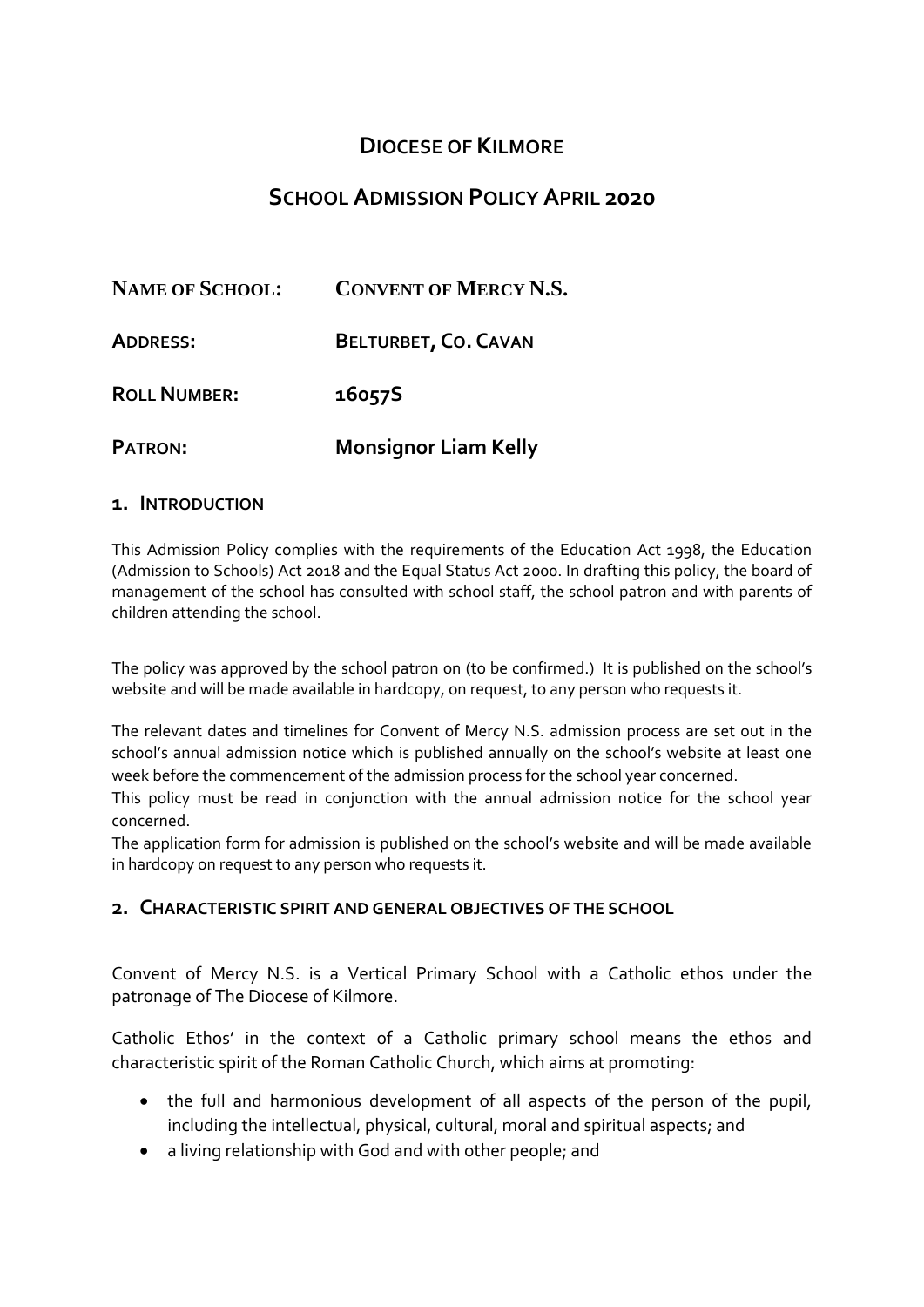# DIOCESE OF KILMORE

## SCHOOL ADMISSION POLICY APRIL 2020

| | |
|---|---|
| **NAME OF SCHOOL:** | **CONVENT OF MERCY N.S.** |
| **ADDRESS:** | **BELTURBET, CO. CAVAN** |
| **ROLL NUMBER:** | **16057S** |
| **PATRON:** | **Monsignor Liam Kelly** |

## 1. INTRODUCTION

This Admission Policy complies with the requirements of the Education Act 1998, the Education (Admission to Schools) Act 2018 and the Equal Status Act 2000. In drafting this policy, the board of management of the school has consulted with school staff, the school patron and with parents of children attending the school.

The policy was approved by the school patron on (to be confirmed.) It is published on the school's website and will be made available in hardcopy, on request, to any person who requests it.

The relevant dates and timelines for Convent of Mercy N.S. admission process are set out in the school's annual admission notice which is published annually on the school's website at least one week before the commencement of the admission process for the school year concerned.

This policy must be read in conjunction with the annual admission notice for the school year concerned.

The application form for admission is published on the school's website and will be made available in hardcopy on request to any person who requests it.

## 2. CHARACTERISTIC SPIRIT AND GENERAL OBJECTIVES OF THE SCHOOL

Convent of Mercy N.S. is a Vertical Primary School with a Catholic ethos under the patronage of The Diocese of Kilmore.

Catholic Ethos' in the context of a Catholic primary school means the ethos and characteristic spirit of the Roman Catholic Church, which aims at promoting:

- the full and harmonious development of all aspects of the person of the pupil, including the intellectual, physical, cultural, moral and spiritual aspects; and
- a living relationship with God and with other people; and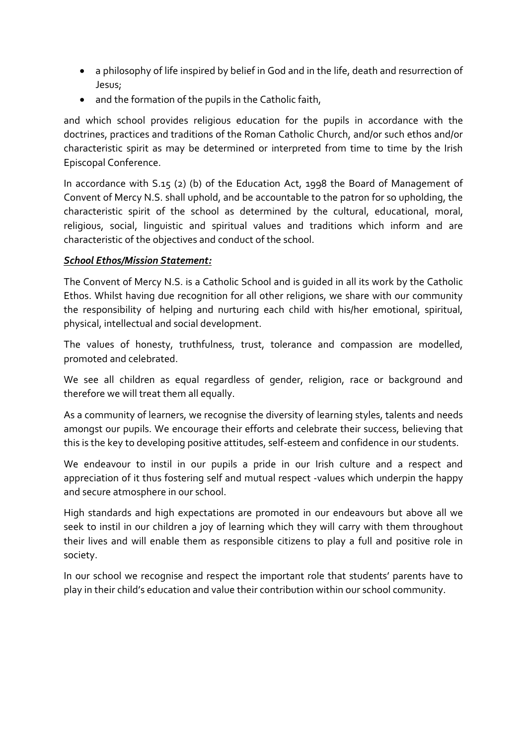- a philosophy of life inspired by belief in God and in the life, death and resurrection of Jesus;
- and the formation of the pupils in the Catholic faith,

and which school provides religious education for the pupils in accordance with the doctrines, practices and traditions of the Roman Catholic Church, and/or such ethos and/or characteristic spirit as may be determined or interpreted from time to time by the Irish Episcopal Conference.

In accordance with S.15 (2) (b) of the Education Act, 1998 the Board of Management of Convent of Mercy N.S. shall uphold, and be accountable to the patron for so upholding, the characteristic spirit of the school as determined by the cultural, educational, moral, religious, social, linguistic and spiritual values and traditions which inform and are characteristic of the objectives and conduct of the school.

***<u>School Ethos/Mission Statement:</u>***

The Convent of Mercy N.S. is a Catholic School and is guided in all its work by the Catholic Ethos. Whilst having due recognition for all other religions, we share with our community the responsibility of helping and nurturing each child with his/her emotional, spiritual, physical, intellectual and social development.

The values of honesty, truthfulness, trust, tolerance and compassion are modelled, promoted and celebrated.

We see all children as equal regardless of gender, religion, race or background and therefore we will treat them all equally.

As a community of learners, we recognise the diversity of learning styles, talents and needs amongst our pupils. We encourage their efforts and celebrate their success, believing that this is the key to developing positive attitudes, self-esteem and confidence in our students.

We endeavour to instil in our pupils a pride in our Irish culture and a respect and appreciation of it thus fostering self and mutual respect -values which underpin the happy and secure atmosphere in our school.

High standards and high expectations are promoted in our endeavours but above all we seek to instil in our children a joy of learning which they will carry with them throughout their lives and will enable them as responsible citizens to play a full and positive role in society.

In our school we recognise and respect the important role that students' parents have to play in their child's education and value their contribution within our school community.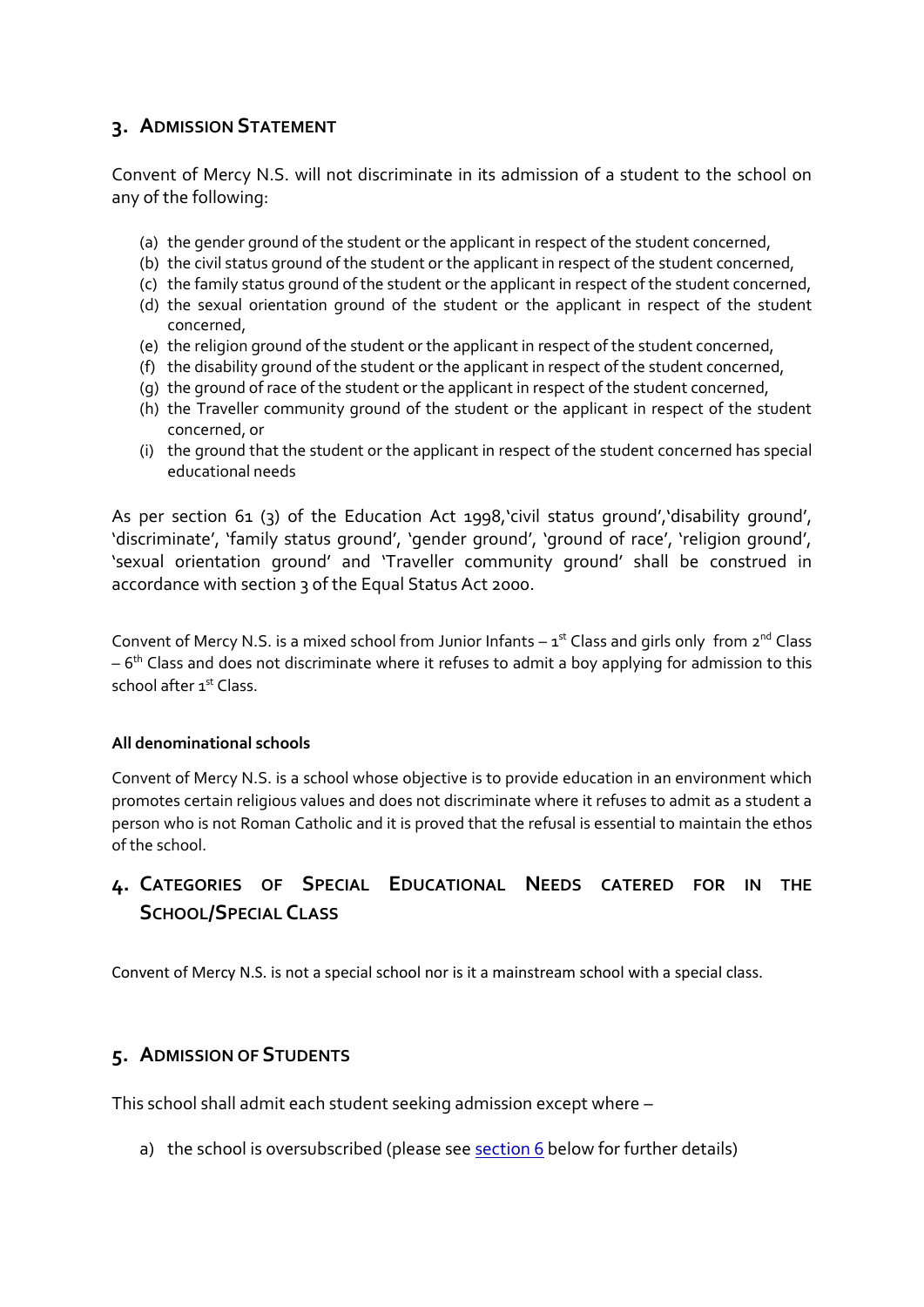## 3. Admission Statement

Convent of Mercy N.S. will not discriminate in its admission of a student to the school on any of the following:

(a) the gender ground of the student or the applicant in respect of the student concerned,
(b) the civil status ground of the student or the applicant in respect of the student concerned,
(c) the family status ground of the student or the applicant in respect of the student concerned,
(d) the sexual orientation ground of the student or the applicant in respect of the student concerned,
(e) the religion ground of the student or the applicant in respect of the student concerned,
(f) the disability ground of the student or the applicant in respect of the student concerned,
(g) the ground of race of the student or the applicant in respect of the student concerned,
(h) the Traveller community ground of the student or the applicant in respect of the student concerned, or
(i) the ground that the student or the applicant in respect of the student concerned has special educational needs

As per section 61 (3) of the Education Act 1998,'civil status ground','disability ground', 'discriminate', 'family status ground', 'gender ground', 'ground of race', 'religion ground', 'sexual orientation ground' and 'Traveller community ground' shall be construed in accordance with section 3 of the Equal Status Act 2000.

Convent of Mercy N.S. is a mixed school from Junior Infants – 1st Class and girls only from 2nd Class – 6th Class and does not discriminate where it refuses to admit a boy applying for admission to this school after 1st Class.

#### All denominational schools

Convent of Mercy N.S. is a school whose objective is to provide education in an environment which promotes certain religious values and does not discriminate where it refuses to admit as a student a person who is not Roman Catholic and it is proved that the refusal is essential to maintain the ethos of the school.

## 4. Categories of Special Educational Needs catered for in the School/Special Class

Convent of Mercy N.S. is not a special school nor is it a mainstream school with a special class.

## 5. Admission of Students

This school shall admit each student seeking admission except where –

a) the school is oversubscribed (please see section 6 below for further details)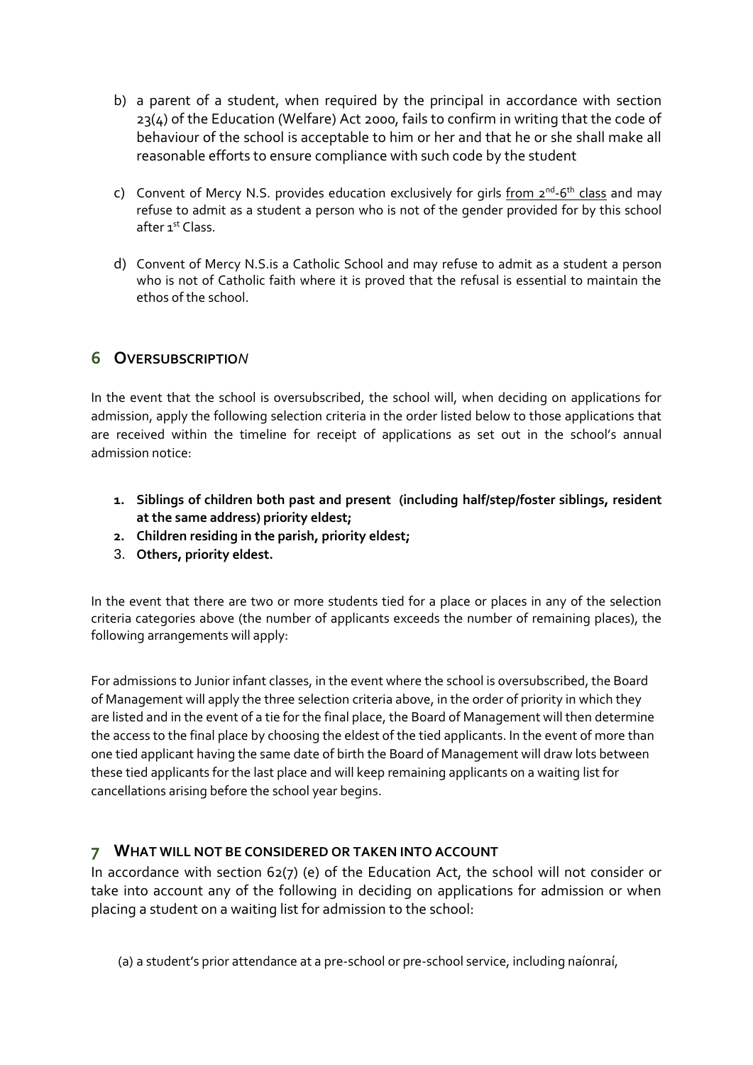b) a parent of a student, when required by the principal in accordance with section 23(4) of the Education (Welfare) Act 2000, fails to confirm in writing that the code of behaviour of the school is acceptable to him or her and that he or she shall make all reasonable efforts to ensure compliance with such code by the student

c) Convent of Mercy N.S. provides education exclusively for girls from 2nd-6th class and may refuse to admit as a student a person who is not of the gender provided for by this school after 1st Class.

d) Convent of Mercy N.S.is a Catholic School and may refuse to admit as a student a person who is not of Catholic faith where it is proved that the refusal is essential to maintain the ethos of the school.

## 6 OVERSUBSCRIPTION

In the event that the school is oversubscribed, the school will, when deciding on applications for admission, apply the following selection criteria in the order listed below to those applications that are received within the timeline for receipt of applications as set out in the school's annual admission notice:

1. **Siblings of children both past and present (including half/step/foster siblings, resident at the same address) priority eldest;**
2. **Children residing in the parish, priority eldest;**
3. **Others, priority eldest.**

In the event that there are two or more students tied for a place or places in any of the selection criteria categories above (the number of applicants exceeds the number of remaining places), the following arrangements will apply:

For admissions to Junior infant classes, in the event where the school is oversubscribed, the Board of Management will apply the three selection criteria above, in the order of priority in which they are listed and in the event of a tie for the final place, the Board of Management will then determine the access to the final place by choosing the eldest of the tied applicants. In the event of more than one tied applicant having the same date of birth the Board of Management will draw lots between these tied applicants for the last place and will keep remaining applicants on a waiting list for cancellations arising before the school year begins.

## 7 WHAT WILL NOT BE CONSIDERED OR TAKEN INTO ACCOUNT

In accordance with section 62(7) (e) of the Education Act, the school will not consider or take into account any of the following in deciding on applications for admission or when placing a student on a waiting list for admission to the school:

(a) a student's prior attendance at a pre-school or pre-school service, including naíonraí,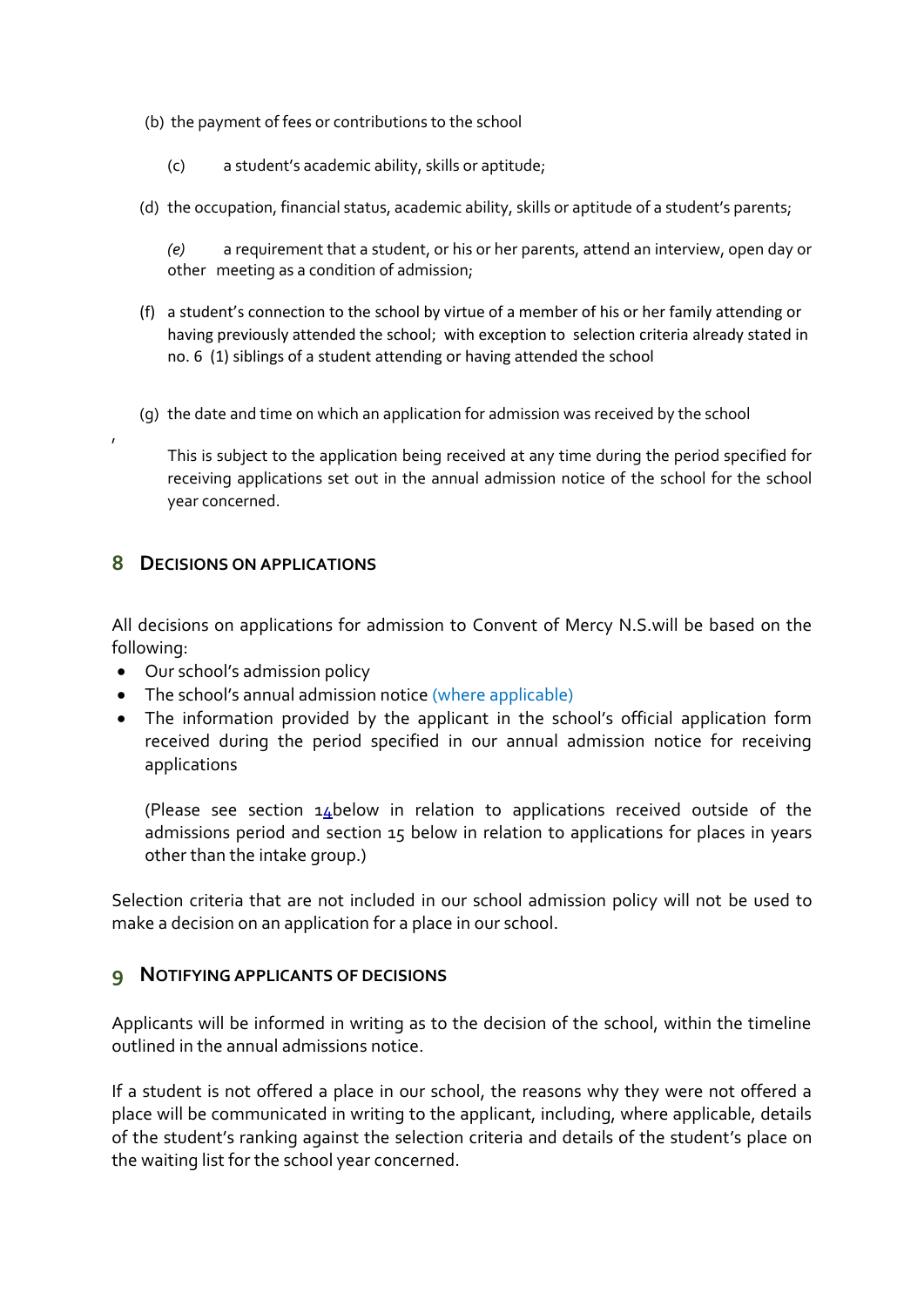(b) the payment of fees or contributions to the school

(c) a student's academic ability, skills or aptitude;

(d) the occupation, financial status, academic ability, skills or aptitude of a student's parents;

*(e)* a requirement that a student, or his or her parents, attend an interview, open day or other meeting as a condition of admission;

(f) a student's connection to the school by virtue of a member of his or her family attending or having previously attended the school; with exception to selection criteria already stated in no. 6 (1) siblings of a student attending or having attended the school

(g) the date and time on which an application for admission was received by the school

,

This is subject to the application being received at any time during the period specified for receiving applications set out in the annual admission notice of the school for the school year concerned.

## 8 Decisions on applications

All decisions on applications for admission to Convent of Mercy N.S.will be based on the following:

- Our school's admission policy
- The school's annual admission notice (where applicable)
- The information provided by the applicant in the school's official application form received during the period specified in our annual admission notice for receiving applications

(Please see section 14below in relation to applications received outside of the admissions period and section 15 below in relation to applications for places in years other than the intake group.)

Selection criteria that are not included in our school admission policy will not be used to make a decision on an application for a place in our school.

## 9 Notifying applicants of decisions

Applicants will be informed in writing as to the decision of the school, within the timeline outlined in the annual admissions notice.

If a student is not offered a place in our school, the reasons why they were not offered a place will be communicated in writing to the applicant, including, where applicable, details of the student's ranking against the selection criteria and details of the student's place on the waiting list for the school year concerned.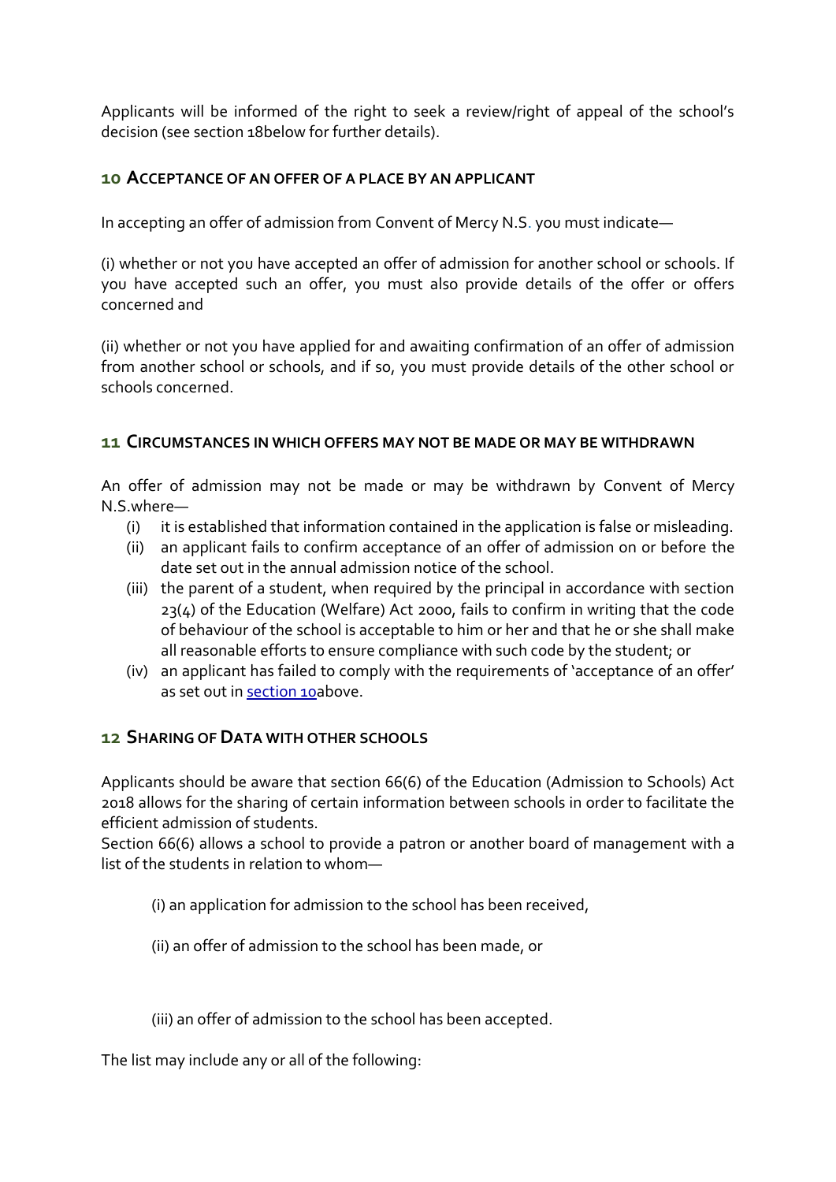Applicants will be informed of the right to seek a review/right of appeal of the school's decision (see section 18below for further details).

## 10 Acceptance of an offer of a place by an applicant

In accepting an offer of admission from Convent of Mercy N.S. you must indicate—

(i) whether or not you have accepted an offer of admission for another school or schools. If you have accepted such an offer, you must also provide details of the offer or offers concerned and

(ii) whether or not you have applied for and awaiting confirmation of an offer of admission from another school or schools, and if so, you must provide details of the other school or schools concerned.

## 11 Circumstances in which offers may not be made or may be withdrawn

An offer of admission may not be made or may be withdrawn by Convent of Mercy N.S.where—

(i) it is established that information contained in the application is false or misleading.
(ii) an applicant fails to confirm acceptance of an offer of admission on or before the date set out in the annual admission notice of the school.
(iii) the parent of a student, when required by the principal in accordance with section 23(4) of the Education (Welfare) Act 2000, fails to confirm in writing that the code of behaviour of the school is acceptable to him or her and that he or she shall make all reasonable efforts to ensure compliance with such code by the student; or
(iv) an applicant has failed to comply with the requirements of 'acceptance of an offer' as set out in section 10above.

## 12 Sharing of Data with other schools

Applicants should be aware that section 66(6) of the Education (Admission to Schools) Act 2018 allows for the sharing of certain information between schools in order to facilitate the efficient admission of students.

Section 66(6) allows a school to provide a patron or another board of management with a list of the students in relation to whom—

(i) an application for admission to the school has been received,

(ii) an offer of admission to the school has been made, or

(iii) an offer of admission to the school has been accepted.

The list may include any or all of the following: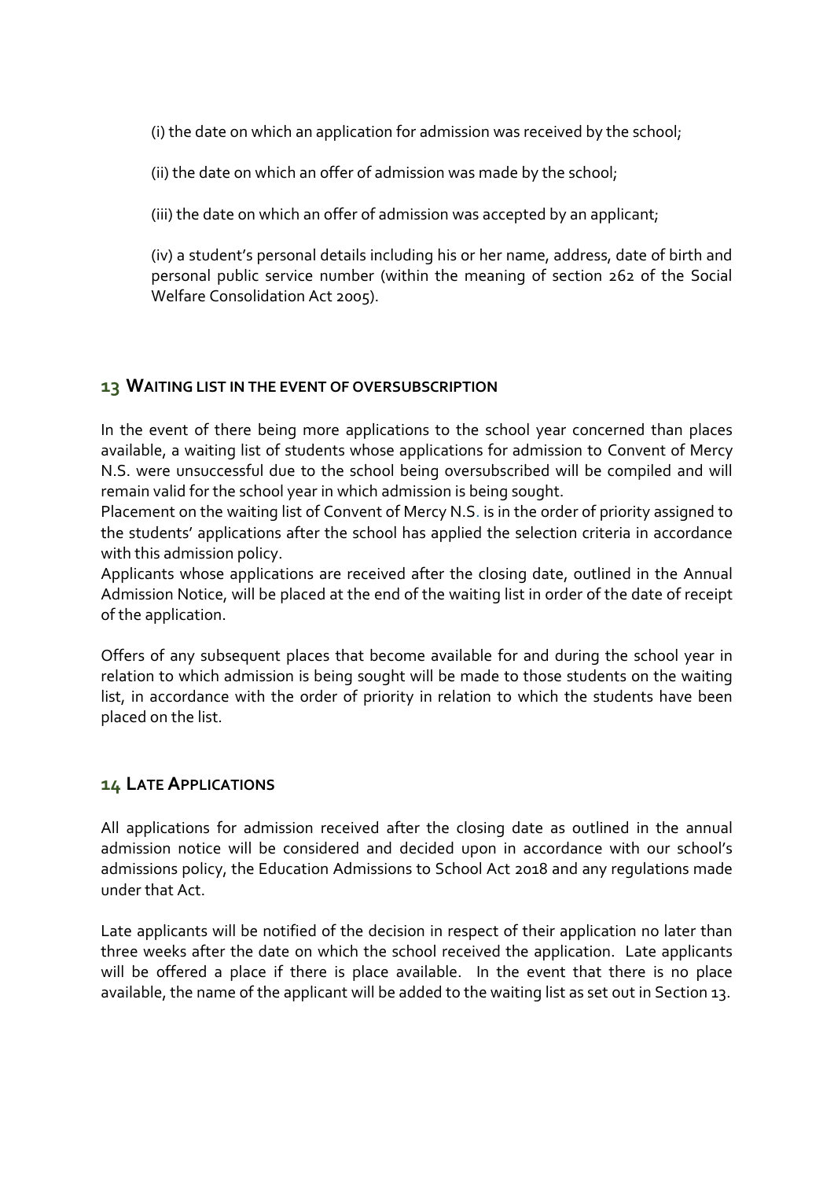(i) the date on which an application for admission was received by the school;

(ii) the date on which an offer of admission was made by the school;

(iii) the date on which an offer of admission was accepted by an applicant;

(iv) a student's personal details including his or her name, address, date of birth and personal public service number (within the meaning of section 262 of the Social Welfare Consolidation Act 2005).

## 13 WAITING LIST IN THE EVENT OF OVERSUBSCRIPTION

In the event of there being more applications to the school year concerned than places available, a waiting list of students whose applications for admission to Convent of Mercy N.S. were unsuccessful due to the school being oversubscribed will be compiled and will remain valid for the school year in which admission is being sought.
Placement on the waiting list of Convent of Mercy N.S. is in the order of priority assigned to the students' applications after the school has applied the selection criteria in accordance with this admission policy.
Applicants whose applications are received after the closing date, outlined in the Annual Admission Notice, will be placed at the end of the waiting list in order of the date of receipt of the application.

Offers of any subsequent places that become available for and during the school year in relation to which admission is being sought will be made to those students on the waiting list, in accordance with the order of priority in relation to which the students have been placed on the list.

## 14 LATE APPLICATIONS

All applications for admission received after the closing date as outlined in the annual admission notice will be considered and decided upon in accordance with our school's admissions policy, the Education Admissions to School Act 2018 and any regulations made under that Act.

Late applicants will be notified of the decision in respect of their application no later than three weeks after the date on which the school received the application. Late applicants will be offered a place if there is place available. In the event that there is no place available, the name of the applicant will be added to the waiting list as set out in Section 13.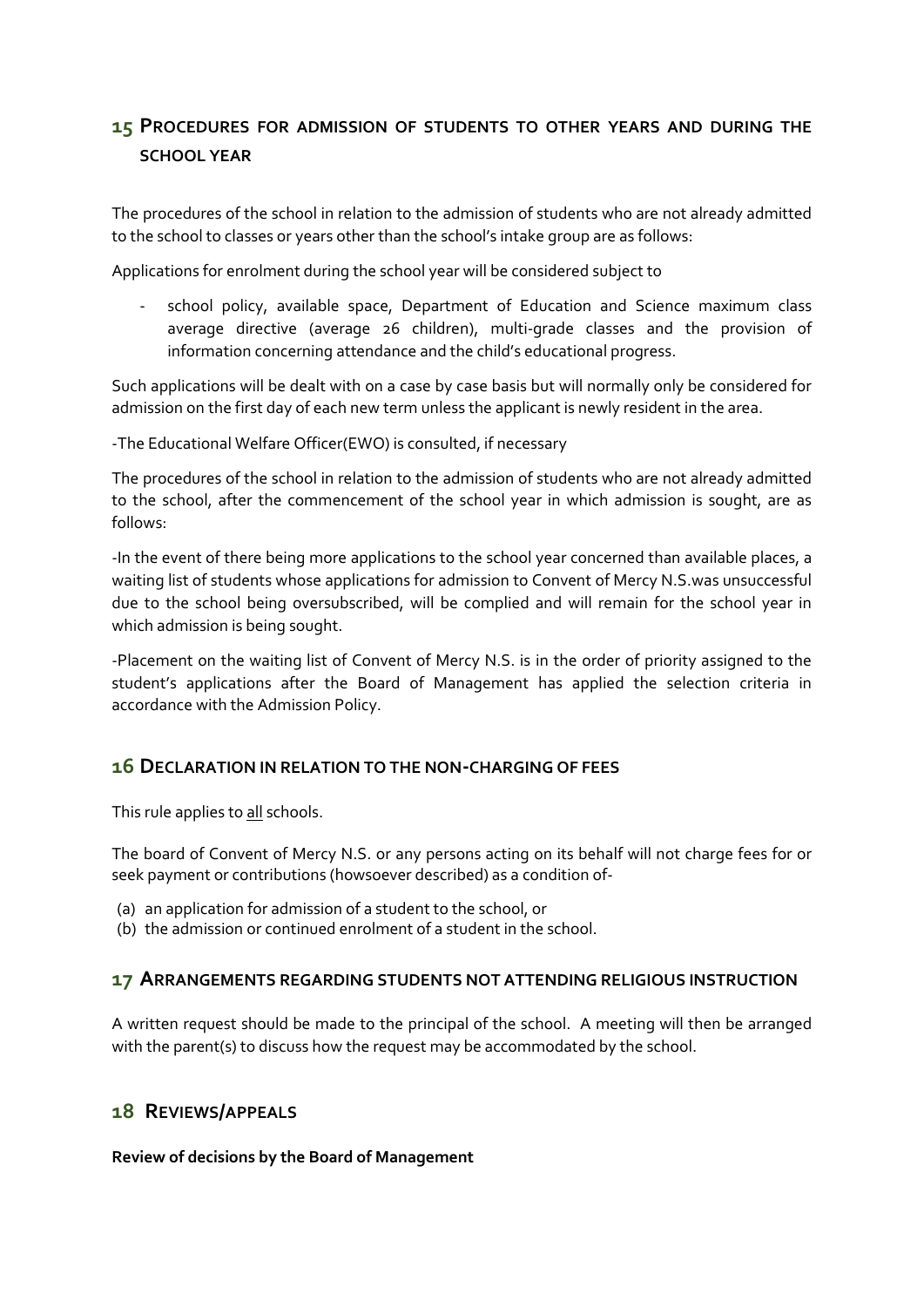## 15 PROCEDURES FOR ADMISSION OF STUDENTS TO OTHER YEARS AND DURING THE SCHOOL YEAR

The procedures of the school in relation to the admission of students who are not already admitted to the school to classes or years other than the school's intake group are as follows:

Applications for enrolment during the school year will be considered subject to

- school policy, available space, Department of Education and Science maximum class average directive (average 26 children), multi-grade classes and the provision of information concerning attendance and the child's educational progress.

Such applications will be dealt with on a case by case basis but will normally only be considered for admission on the first day of each new term unless the applicant is newly resident in the area.

-The Educational Welfare Officer(EWO) is consulted, if necessary

The procedures of the school in relation to the admission of students who are not already admitted to the school, after the commencement of the school year in which admission is sought, are as follows:

-In the event of there being more applications to the school year concerned than available places, a waiting list of students whose applications for admission to Convent of Mercy N.S.was unsuccessful due to the school being oversubscribed, will be complied and will remain for the school year in which admission is being sought.

-Placement on the waiting list of Convent of Mercy N.S. is in the order of priority assigned to the student's applications after the Board of Management has applied the selection criteria in accordance with the Admission Policy.

## 16 DECLARATION IN RELATION TO THE NON-CHARGING OF FEES

This rule applies to all schools.

The board of Convent of Mercy N.S. or any persons acting on its behalf will not charge fees for or seek payment or contributions (howsoever described) as a condition of-

(a) an application for admission of a student to the school, or
(b) the admission or continued enrolment of a student in the school.

## 17 ARRANGEMENTS REGARDING STUDENTS NOT ATTENDING RELIGIOUS INSTRUCTION

A written request should be made to the principal of the school. A meeting will then be arranged with the parent(s) to discuss how the request may be accommodated by the school.

## 18 REVIEWS/APPEALS

**Review of decisions by the Board of Management**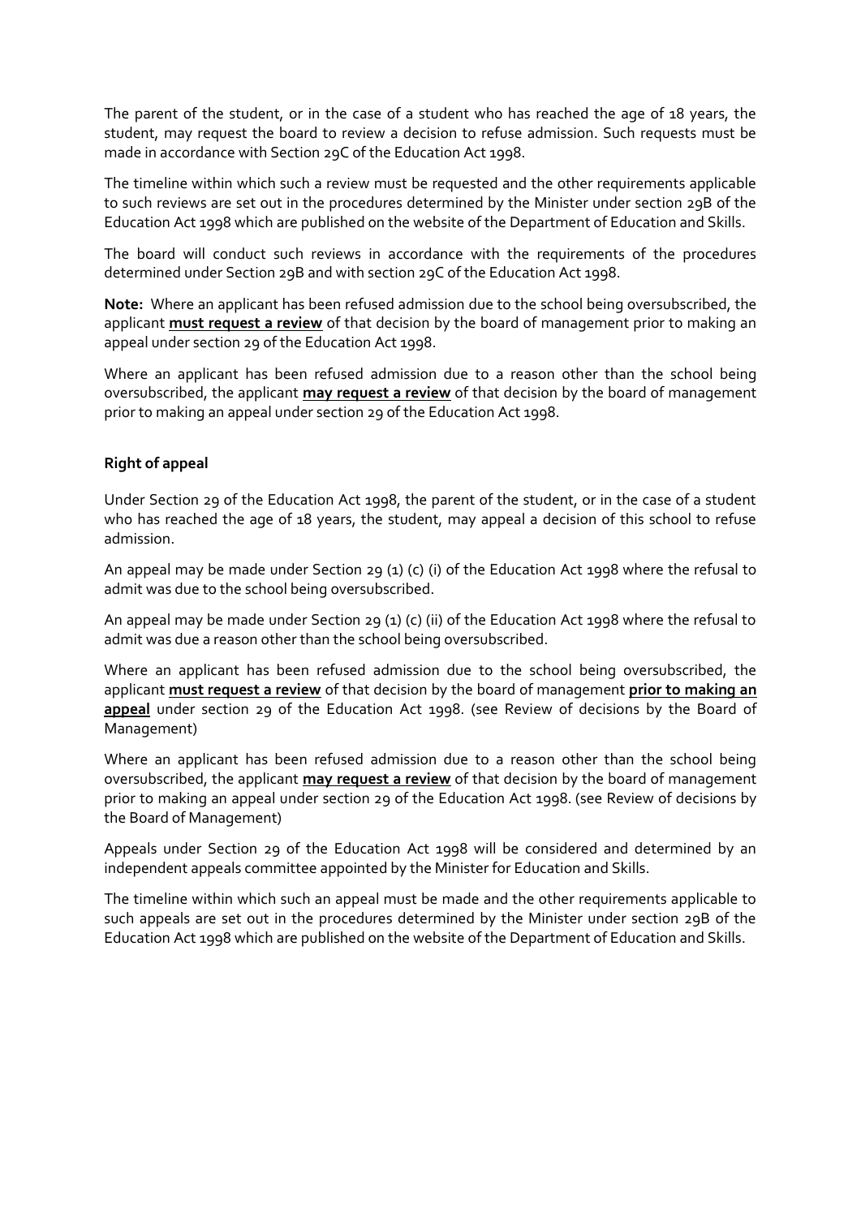The parent of the student, or in the case of a student who has reached the age of 18 years, the student, may request the board to review a decision to refuse admission. Such requests must be made in accordance with Section 29C of the Education Act 1998.

The timeline within which such a review must be requested and the other requirements applicable to such reviews are set out in the procedures determined by the Minister under section 29B of the Education Act 1998 which are published on the website of the Department of Education and Skills.

The board will conduct such reviews in accordance with the requirements of the procedures determined under Section 29B and with section 29C of the Education Act 1998.

**Note:** Where an applicant has been refused admission due to the school being oversubscribed, the applicant **must request a review** of that decision by the board of management prior to making an appeal under section 29 of the Education Act 1998.

Where an applicant has been refused admission due to a reason other than the school being oversubscribed, the applicant **may request a review** of that decision by the board of management prior to making an appeal under section 29 of the Education Act 1998.

**Right of appeal**

Under Section 29 of the Education Act 1998, the parent of the student, or in the case of a student who has reached the age of 18 years, the student, may appeal a decision of this school to refuse admission.

An appeal may be made under Section 29 (1) (c) (i) of the Education Act 1998 where the refusal to admit was due to the school being oversubscribed.

An appeal may be made under Section 29 (1) (c) (ii) of the Education Act 1998 where the refusal to admit was due a reason other than the school being oversubscribed.

Where an applicant has been refused admission due to the school being oversubscribed, the applicant **must request a review** of that decision by the board of management **prior to making an appeal** under section 29 of the Education Act 1998. (see Review of decisions by the Board of Management)

Where an applicant has been refused admission due to a reason other than the school being oversubscribed, the applicant **may request a review** of that decision by the board of management prior to making an appeal under section 29 of the Education Act 1998. (see Review of decisions by the Board of Management)

Appeals under Section 29 of the Education Act 1998 will be considered and determined by an independent appeals committee appointed by the Minister for Education and Skills.

The timeline within which such an appeal must be made and the other requirements applicable to such appeals are set out in the procedures determined by the Minister under section 29B of the Education Act 1998 which are published on the website of the Department of Education and Skills.